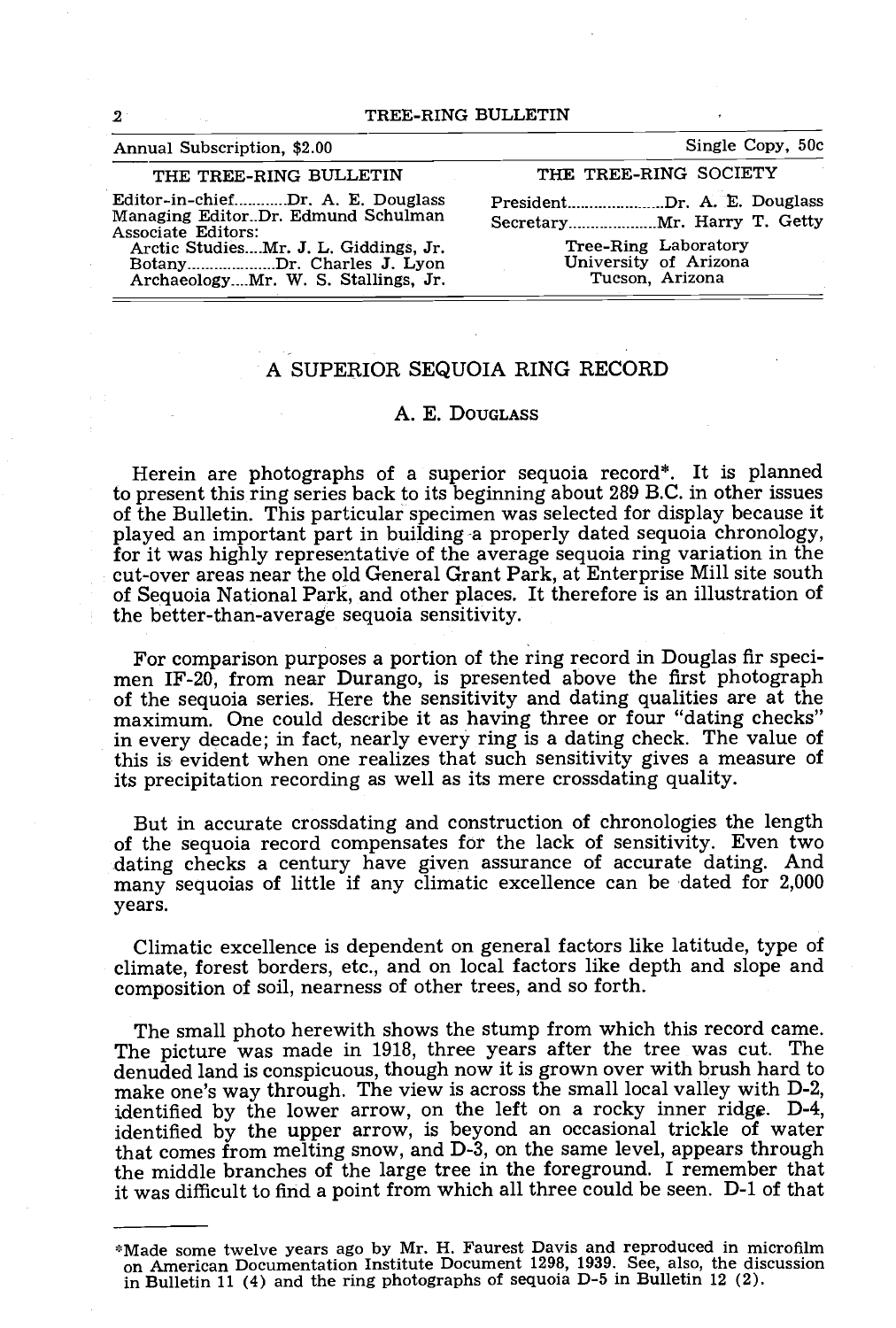| Annual Subscription, $2.00 | Single Copy, 50c |
|---|---|
| THE TREE-RING BULLETIN | THE TREE-RING SOCIETY |
| Editor-in-chief............Dr. A. E. Douglass | President.......................Dr. A. E. Douglass |
| Managing Editor..Dr. Edmund Schulman | Secretary.....................Mr. Harry T. Getty |
| Associate Editors: | Tree-Ring Laboratory |
| Arctic Studies....Mr. J. L. Giddings, Jr. | University of Arizona |
| Botany....................Dr. Charles J. Lyon | Tucson, Arizona |
| Archaeology....Mr. W. S. Stallings, Jr. | |

# A SUPERIOR SEQUOIA RING RECORD

A. E. Douglass

Herein are photographs of a superior sequoia record*. It is planned to present this ring series back to its beginning about 289 B.C. in other issues of the Bulletin. This particular specimen was selected for display because it played an important part in building a properly dated sequoia chronology, for it was highly representative of the average sequoia ring variation in the cut-over areas near the old General Grant Park, at Enterprise Mill site south of Sequoia National Park, and other places. It therefore is an illustration of the better-than-average sequoia sensitivity.

For comparison purposes a portion of the ring record in Douglas fir specimen IF-20, from near Durango, is presented above the first photograph of the sequoia series. Here the sensitivity and dating qualities are at the maximum. One could describe it as having three or four "dating checks" in every decade; in fact, nearly every ring is a dating check. The value of this is evident when one realizes that such sensitivity gives a measure of its precipitation recording as well as its mere crossdating quality.

But in accurate crossdating and construction of chronologies the length of the sequoia record compensates for the lack of sensitivity. Even two dating checks a century have given assurance of accurate dating. And many sequoias of little if any climatic excellence can be dated for 2,000 years.

Climatic excellence is dependent on general factors like latitude, type of climate, forest borders, etc., and on local factors like depth and slope and composition of soil, nearness of other trees, and so forth.

The small photo herewith shows the stump from which this record came. The picture was made in 1918, three years after the tree was cut. The denuded land is conspicuous, though now it is grown over with brush hard to make one's way through. The view is across the small local valley with D-2, identified by the lower arrow, on the left on a rocky inner ridge. D-4, identified by the upper arrow, is beyond an occasional trickle of water that comes from melting snow, and D-3, on the same level, appears through the middle branches of the large tree in the foreground. I remember that it was difficult to find a point from which all three could be seen. D-1 of that

---

*Made some twelve years ago by Mr. H. Faurest Davis and reproduced in microfilm on American Documentation Institute Document 1298, 1939. See, also, the discussion in Bulletin 11 (4) and the ring photographs of sequoia D-5 in Bulletin 12 (2).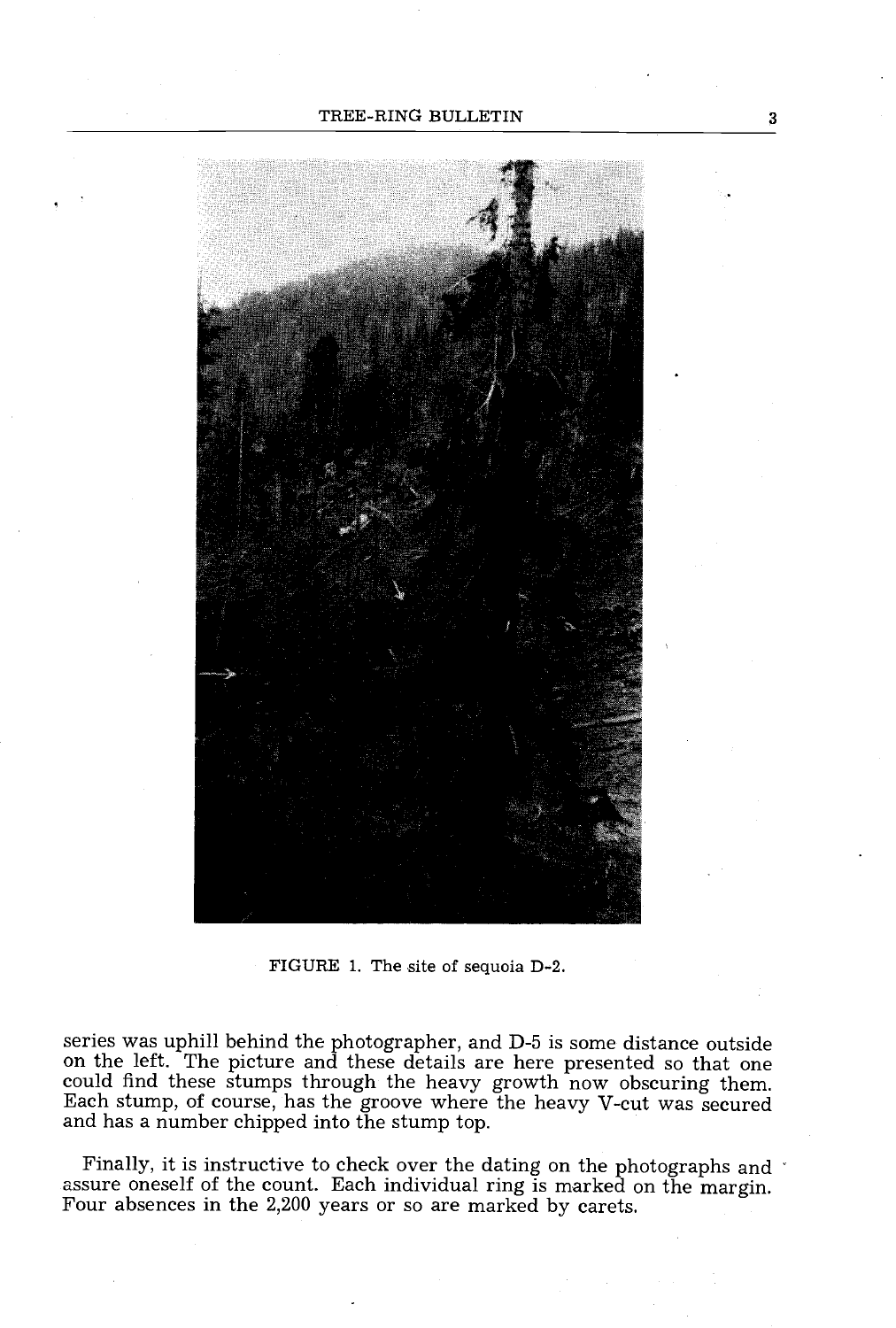FIGURE 1. The site of sequoia D-2.

series was uphill behind the photographer, and D-5 is some distance outside on the left. The picture and these details are here presented so that one could find these stumps through the heavy growth now obscuring them. Each stump, of course, has the groove where the heavy V-cut was secured and has a number chipped into the stump top.

Finally, it is instructive to check over the dating on the photographs and assure oneself of the count. Each individual ring is marked on the margin. Four absences in the 2,200 years or so are marked by carets.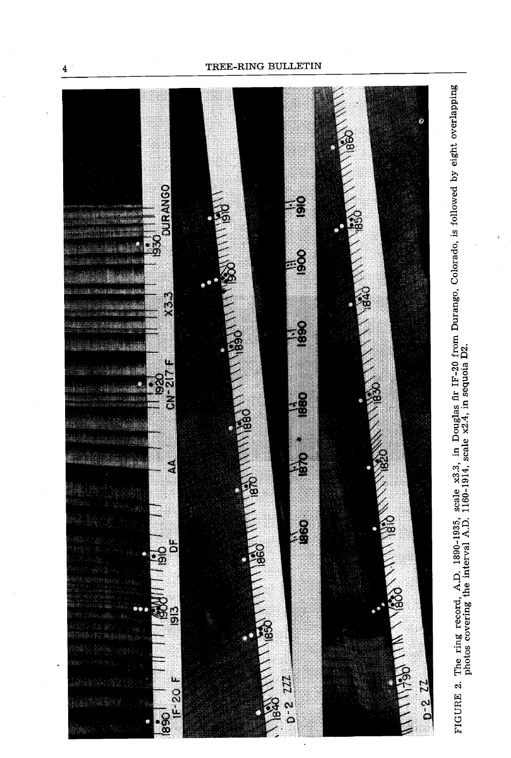FIGURE 2. The ring record, A.D. 1890-1935, scale x3.3, in Douglas fir IF-20 from Durango, Colorado, is followed by eight overlapping photos covering the interval A.D. 1160-1914, scale x2.4, in sequoia D2.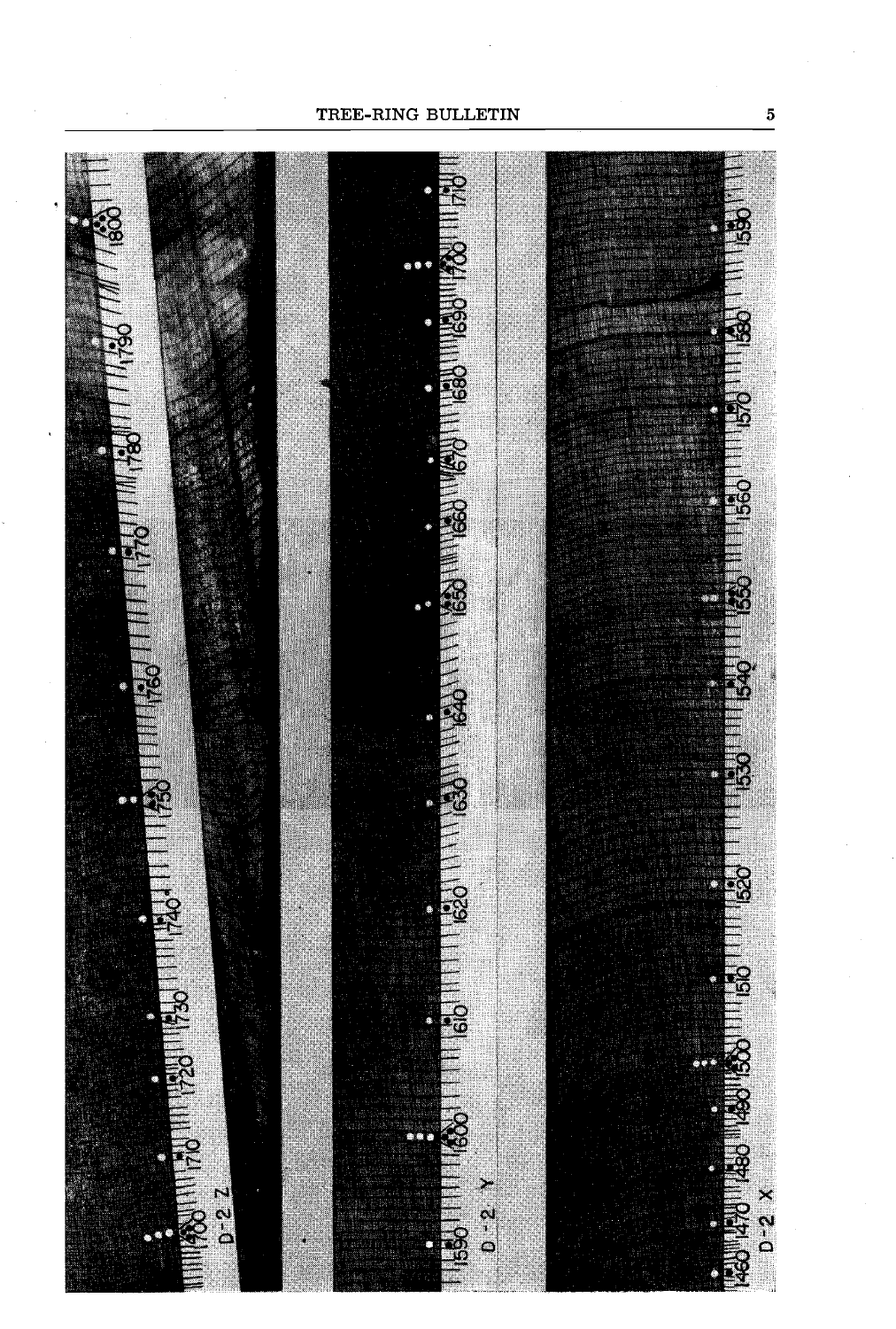D-2 Z

D-2 Y

D-2 X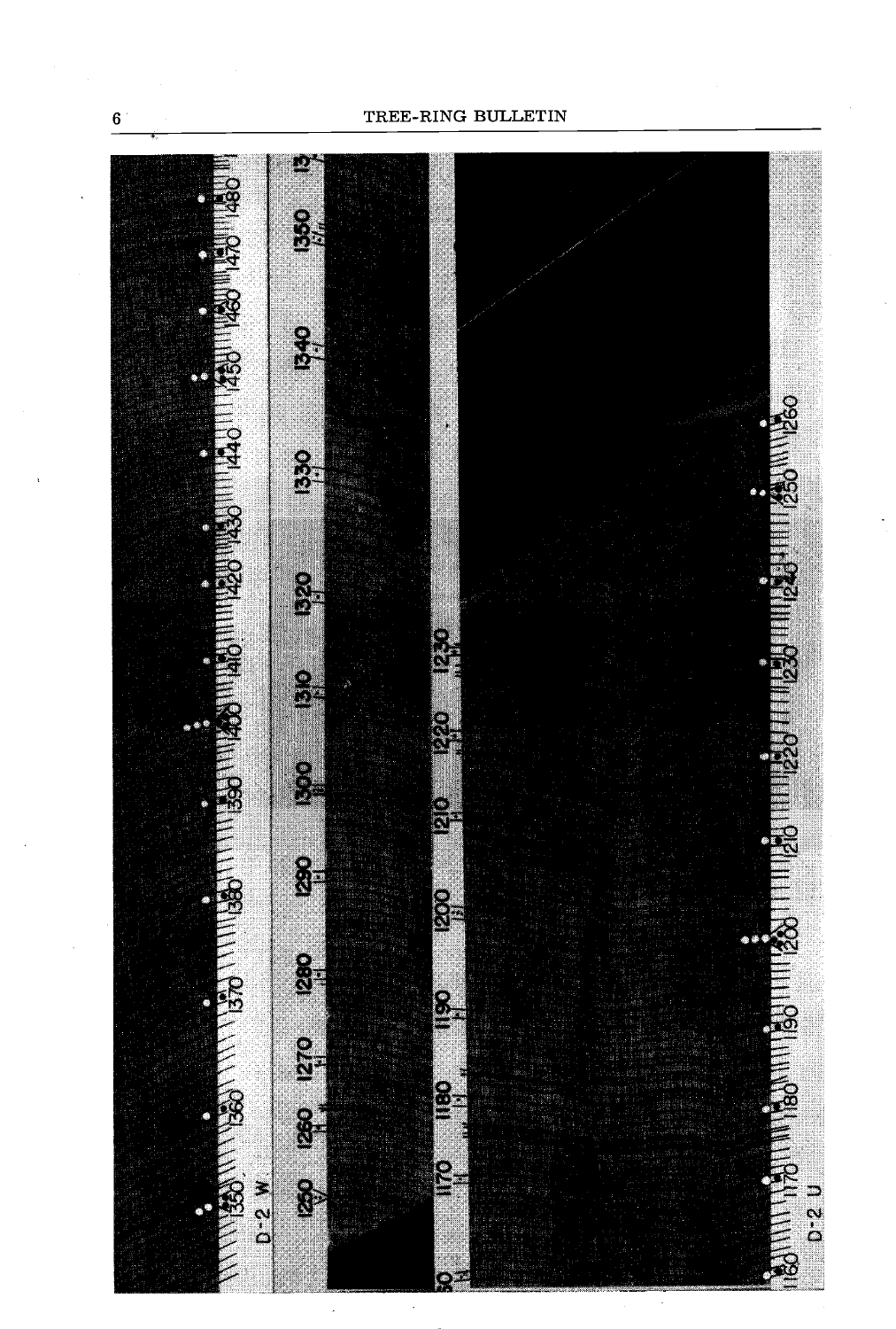D-2 W

D-2 U